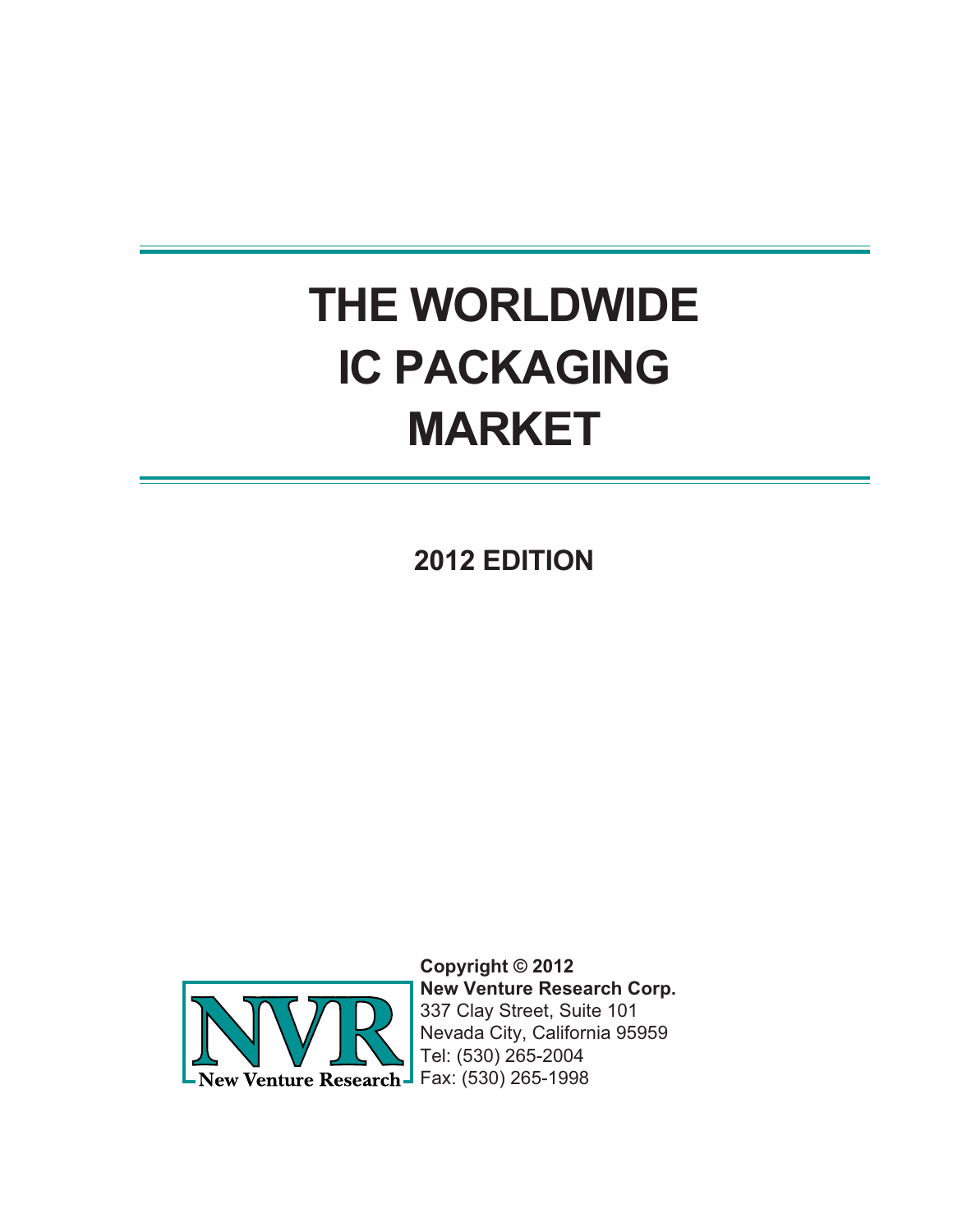# THE WORLDWIDE IC PACKAGING MARKET

## 2012 EDITION

NVR
New Venture Research

**Copyright © 2012**
**New Venture Research Corp.**
337 Clay Street, Suite 101
Nevada City, California 95959
Tel: (530) 265-2004
Fax: (530) 265-1998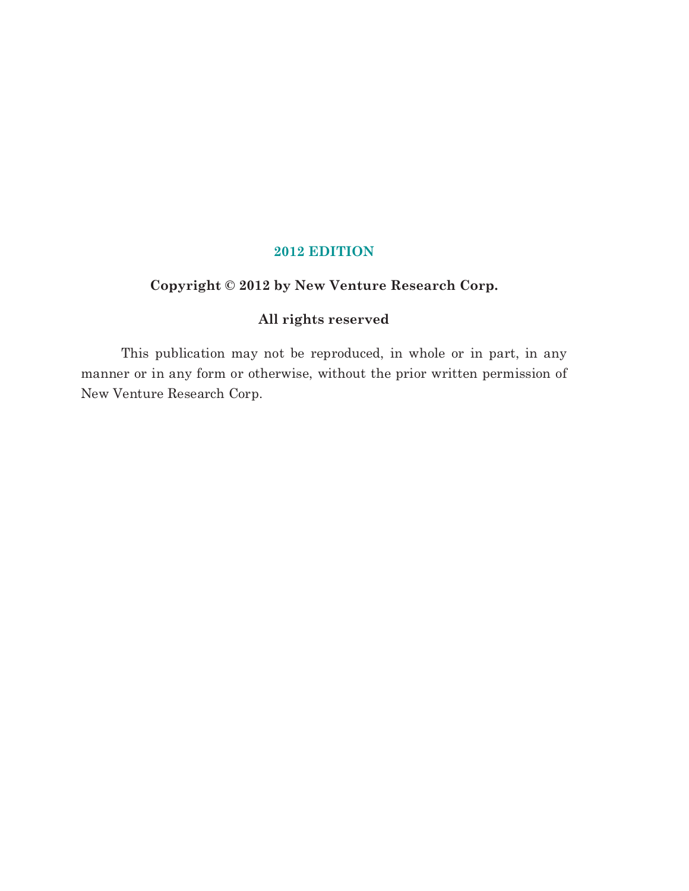**2012 EDITION**

**Copyright © 2012 by New Venture Research Corp.**

**All rights reserved**

This publication may not be reproduced, in whole or in part, in any manner or in any form or otherwise, without the prior written permission of New Venture Research Corp.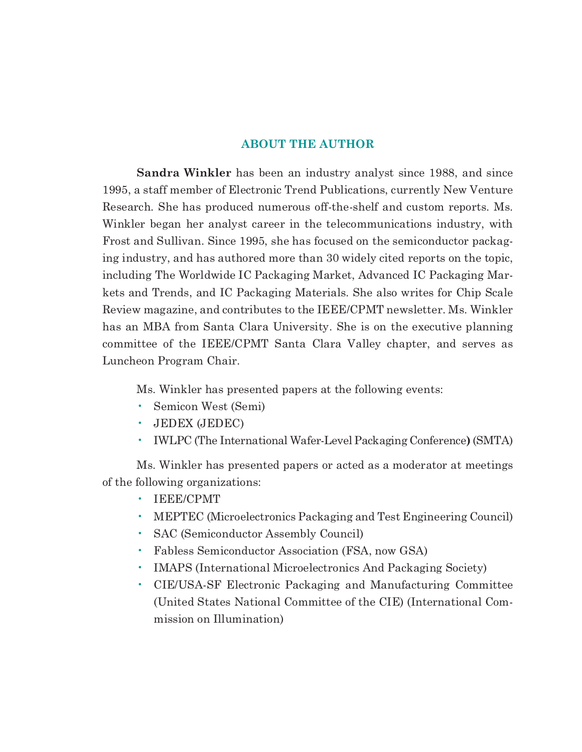## ABOUT THE AUTHOR

**Sandra Winkler** has been an industry analyst since 1988, and since 1995, a staff member of Electronic Trend Publications, currently New Venture Research. She has produced numerous off-the-shelf and custom reports. Ms. Winkler began her analyst career in the telecommunications industry, with Frost and Sullivan. Since 1995, she has focused on the semiconductor packaging industry, and has authored more than 30 widely cited reports on the topic, including The Worldwide IC Packaging Market, Advanced IC Packaging Markets and Trends, and IC Packaging Materials. She also writes for Chip Scale Review magazine, and contributes to the IEEE/CPMT newsletter. Ms. Winkler has an MBA from Santa Clara University. She is on the executive planning committee of the IEEE/CPMT Santa Clara Valley chapter, and serves as Luncheon Program Chair.

Ms. Winkler has presented papers at the following events:

- Semicon West (Semi)
- JEDEX (JEDEC)
- IWLPC (The International Wafer-Level Packaging Conference) (SMTA)

Ms. Winkler has presented papers or acted as a moderator at meetings of the following organizations:

- IEEE/CPMT
- MEPTEC (Microelectronics Packaging and Test Engineering Council)
- SAC (Semiconductor Assembly Council)
- Fabless Semiconductor Association (FSA, now GSA)
- IMAPS (International Microelectronics And Packaging Society)
- CIE/USA-SF Electronic Packaging and Manufacturing Committee (United States National Committee of the CIE) (International Commission on Illumination)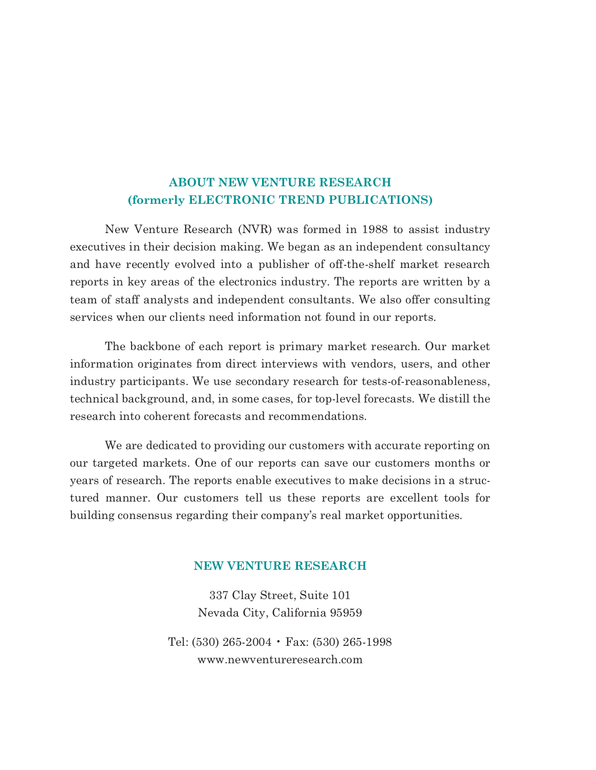## ABOUT NEW VENTURE RESEARCH
## (formerly ELECTRONIC TREND PUBLICATIONS)

New Venture Research (NVR) was formed in 1988 to assist industry executives in their decision making. We began as an independent consultancy and have recently evolved into a publisher of off-the-shelf market research reports in key areas of the electronics industry. The reports are written by a team of staff analysts and independent consultants. We also offer consulting services when our clients need information not found in our reports.

The backbone of each report is primary market research. Our market information originates from direct interviews with vendors, users, and other industry participants. We use secondary research for tests-of-reasonableness, technical background, and, in some cases, for top-level forecasts. We distill the research into coherent forecasts and recommendations.

We are dedicated to providing our customers with accurate reporting on our targeted markets. One of our reports can save our customers months or years of research. The reports enable executives to make decisions in a structured manner. Our customers tell us these reports are excellent tools for building consensus regarding their company's real market opportunities.

## NEW VENTURE RESEARCH

337 Clay Street, Suite 101
Nevada City, California 95959

Tel: (530) 265-2004 • Fax: (530) 265-1998
www.newventureresearch.com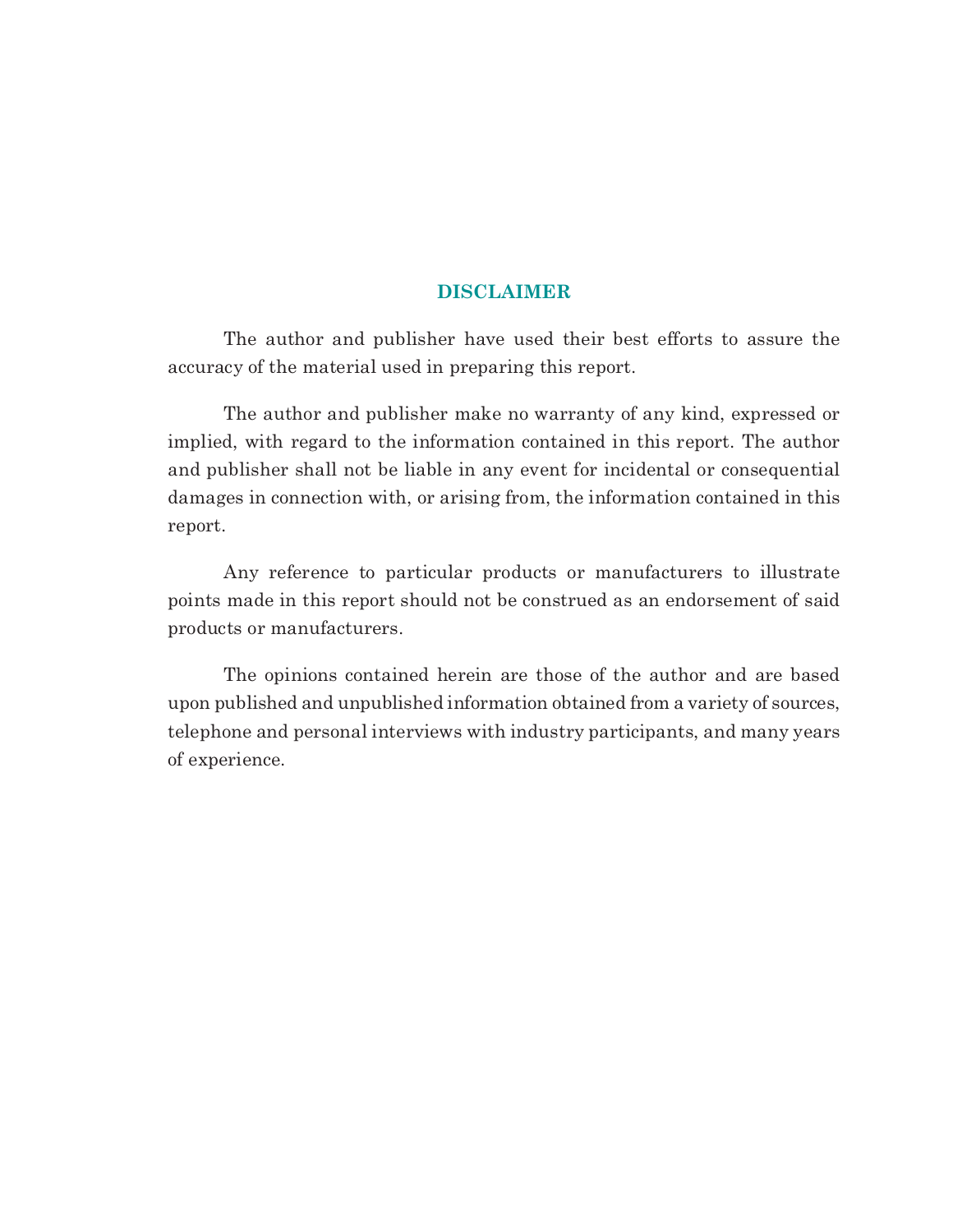## DISCLAIMER

The author and publisher have used their best efforts to assure the accuracy of the material used in preparing this report.

The author and publisher make no warranty of any kind, expressed or implied, with regard to the information contained in this report. The author and publisher shall not be liable in any event for incidental or consequential damages in connection with, or arising from, the information contained in this report.

Any reference to particular products or manufacturers to illustrate points made in this report should not be construed as an endorsement of said products or manufacturers.

The opinions contained herein are those of the author and are based upon published and unpublished information obtained from a variety of sources, telephone and personal interviews with industry participants, and many years of experience.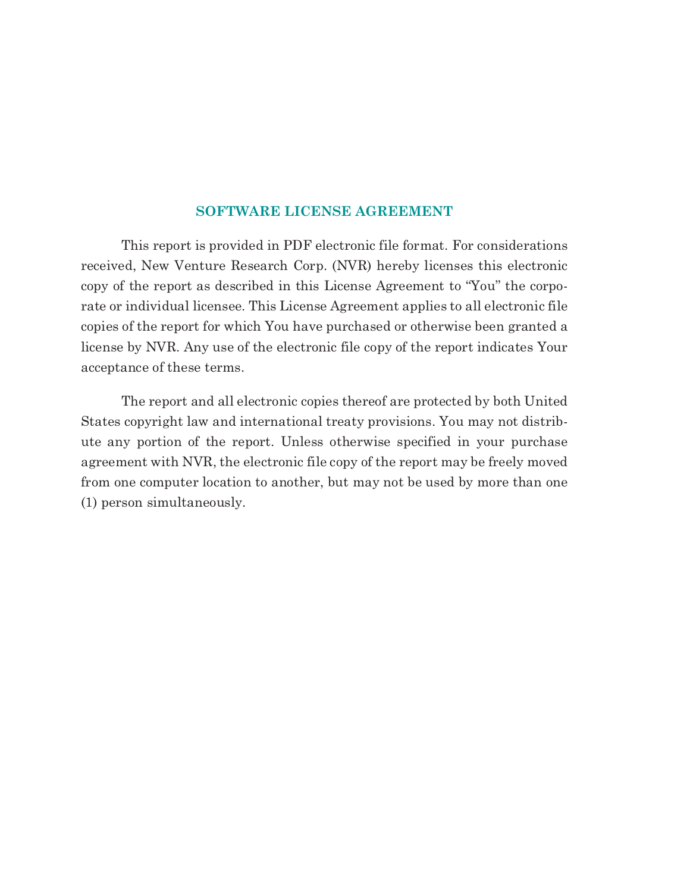## SOFTWARE LICENSE AGREEMENT

This report is provided in PDF electronic file format. For considerations received, New Venture Research Corp. (NVR) hereby licenses this electronic copy of the report as described in this License Agreement to "You" the corporate or individual licensee. This License Agreement applies to all electronic file copies of the report for which You have purchased or otherwise been granted a license by NVR. Any use of the electronic file copy of the report indicates Your acceptance of these terms.

The report and all electronic copies thereof are protected by both United States copyright law and international treaty provisions. You may not distribute any portion of the report. Unless otherwise specified in your purchase agreement with NVR, the electronic file copy of the report may be freely moved from one computer location to another, but may not be used by more than one (1) person simultaneously.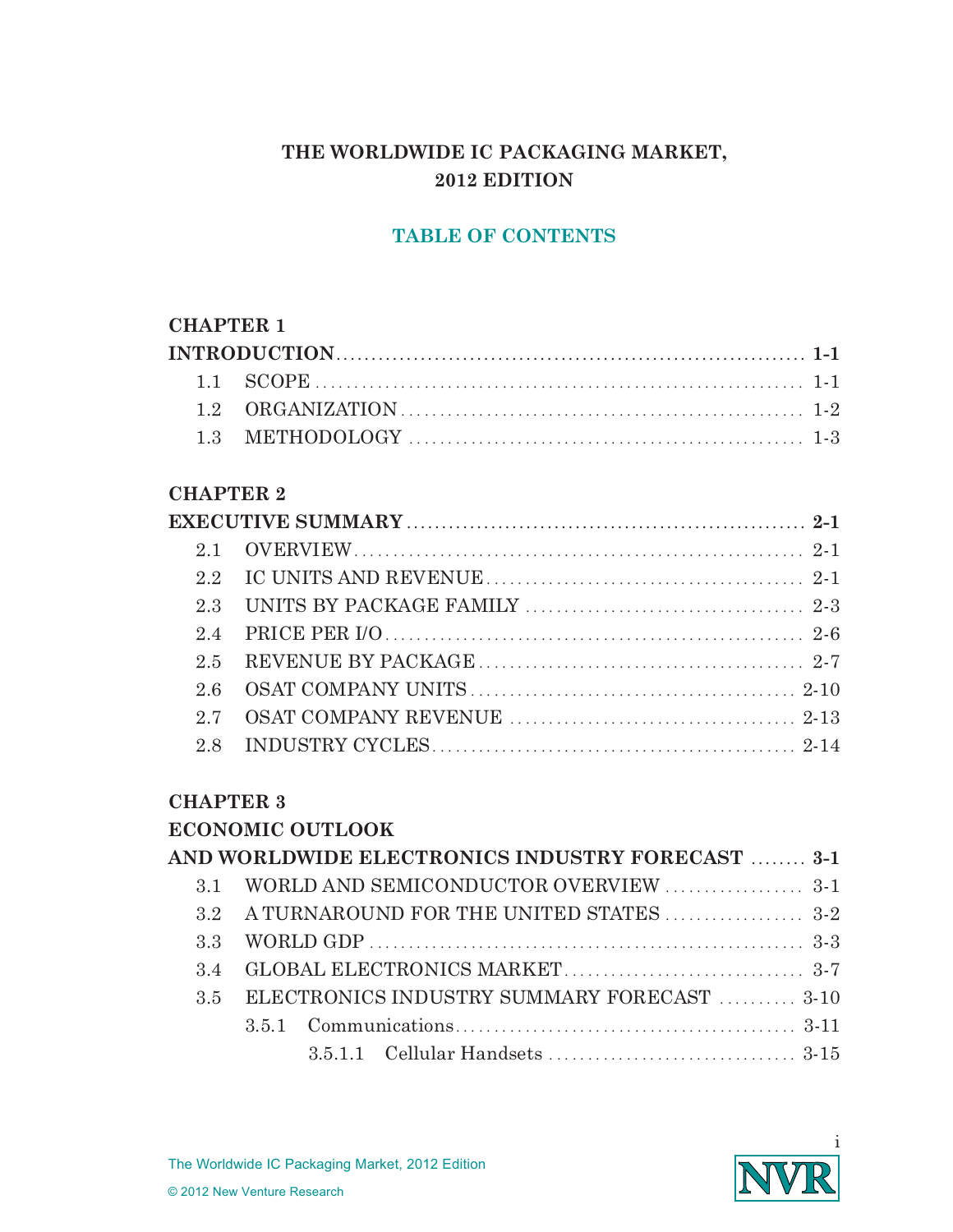# THE WORLDWIDE IC PACKAGING MARKET, 2012 EDITION

## TABLE OF CONTENTS

**CHAPTER 1**

**INTRODUCTION ............ 1-1**

- 1.1 SCOPE ............ 1-1
- 1.2 ORGANIZATION ............ 1-2
- 1.3 METHODOLOGY ............ 1-3

**CHAPTER 2**

**EXECUTIVE SUMMARY ............ 2-1**

- 2.1 OVERVIEW ............ 2-1
- 2.2 IC UNITS AND REVENUE ............ 2-1
- 2.3 UNITS BY PACKAGE FAMILY ............ 2-3
- 2.4 PRICE PER I/O ............ 2-6
- 2.5 REVENUE BY PACKAGE ............ 2-7
- 2.6 OSAT COMPANY UNITS ............ 2-10
- 2.7 OSAT COMPANY REVENUE ............ 2-13
- 2.8 INDUSTRY CYCLES ............ 2-14

**CHAPTER 3**

**ECONOMIC OUTLOOK AND WORLDWIDE ELECTRONICS INDUSTRY FORECAST ............ 3-1**

- 3.1 WORLD AND SEMICONDUCTOR OVERVIEW ............ 3-1
- 3.2 A TURNAROUND FOR THE UNITED STATES ............ 3-2
- 3.3 WORLD GDP ............ 3-3
- 3.4 GLOBAL ELECTRONICS MARKET ............ 3-7
- 3.5 ELECTRONICS INDUSTRY SUMMARY FORECAST ............ 3-10
  - 3.5.1 Communications ............ 3-11
    - 3.5.1.1 Cellular Handsets ............ 3-15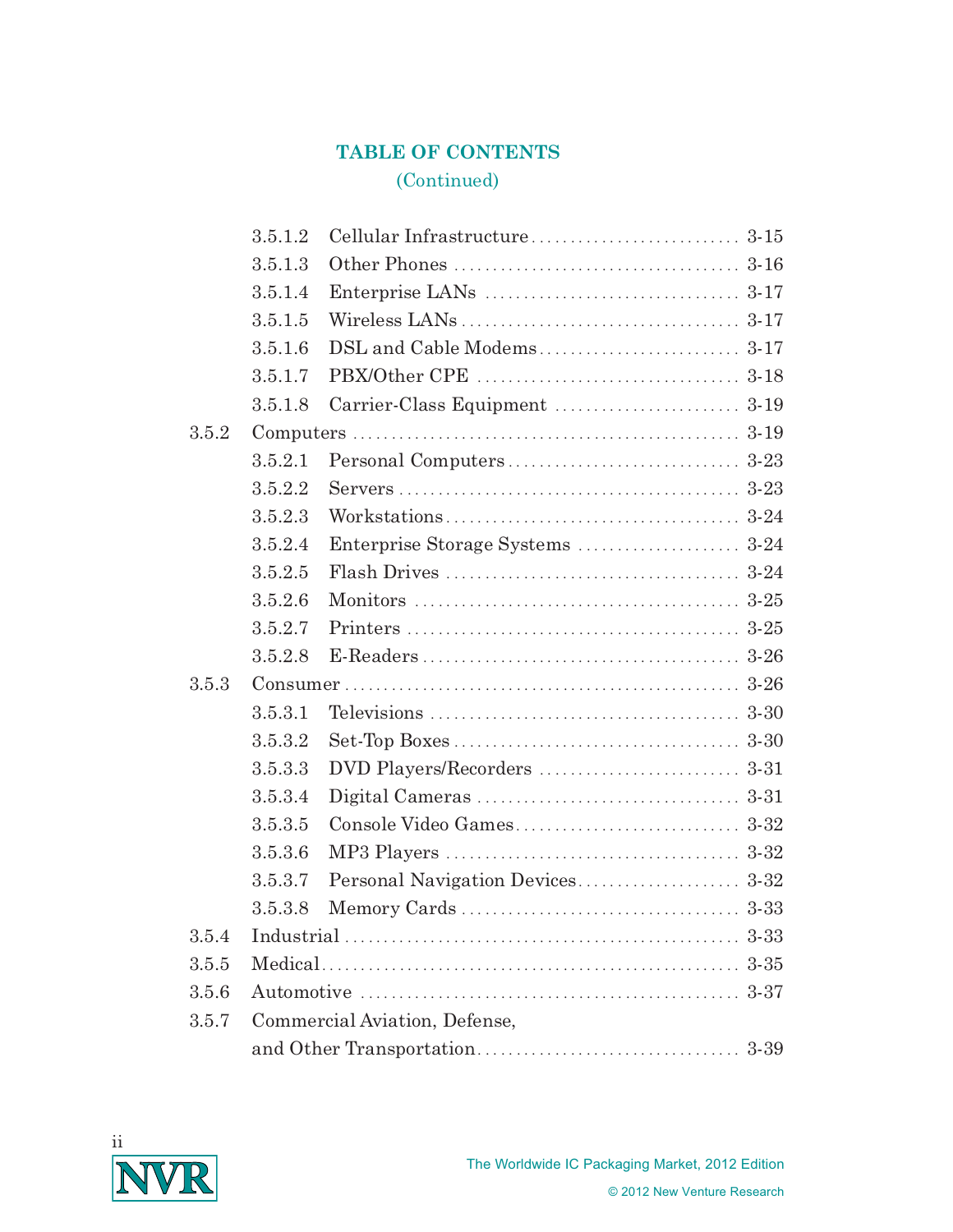## TABLE OF CONTENTS
(Continued)

- 3.5.1.2 Cellular Infrastructure ........................... 3-15
- 3.5.1.3 Other Phones ........................... 3-16
- 3.5.1.4 Enterprise LANs ........................... 3-17
- 3.5.1.5 Wireless LANs ........................... 3-17
- 3.5.1.6 DSL and Cable Modems ........................... 3-17
- 3.5.1.7 PBX/Other CPE ........................... 3-18
- 3.5.1.8 Carrier-Class Equipment ........................... 3-19

3.5.2 Computers ........................... 3-19

- 3.5.2.1 Personal Computers ........................... 3-23
- 3.5.2.2 Servers ........................... 3-23
- 3.5.2.3 Workstations ........................... 3-24
- 3.5.2.4 Enterprise Storage Systems ........................... 3-24
- 3.5.2.5 Flash Drives ........................... 3-24
- 3.5.2.6 Monitors ........................... 3-25
- 3.5.2.7 Printers ........................... 3-25
- 3.5.2.8 E-Readers ........................... 3-26

3.5.3 Consumer ........................... 3-26

- 3.5.3.1 Televisions ........................... 3-30
- 3.5.3.2 Set-Top Boxes ........................... 3-30
- 3.5.3.3 DVD Players/Recorders ........................... 3-31
- 3.5.3.4 Digital Cameras ........................... 3-31
- 3.5.3.5 Console Video Games ........................... 3-32
- 3.5.3.6 MP3 Players ........................... 3-32
- 3.5.3.7 Personal Navigation Devices ........................... 3-32
- 3.5.3.8 Memory Cards ........................... 3-33

3.5.4 Industrial ........................... 3-33

3.5.5 Medical ........................... 3-35

3.5.6 Automotive ........................... 3-37

3.5.7 Commercial Aviation, Defense, and Other Transportation ........................... 3-39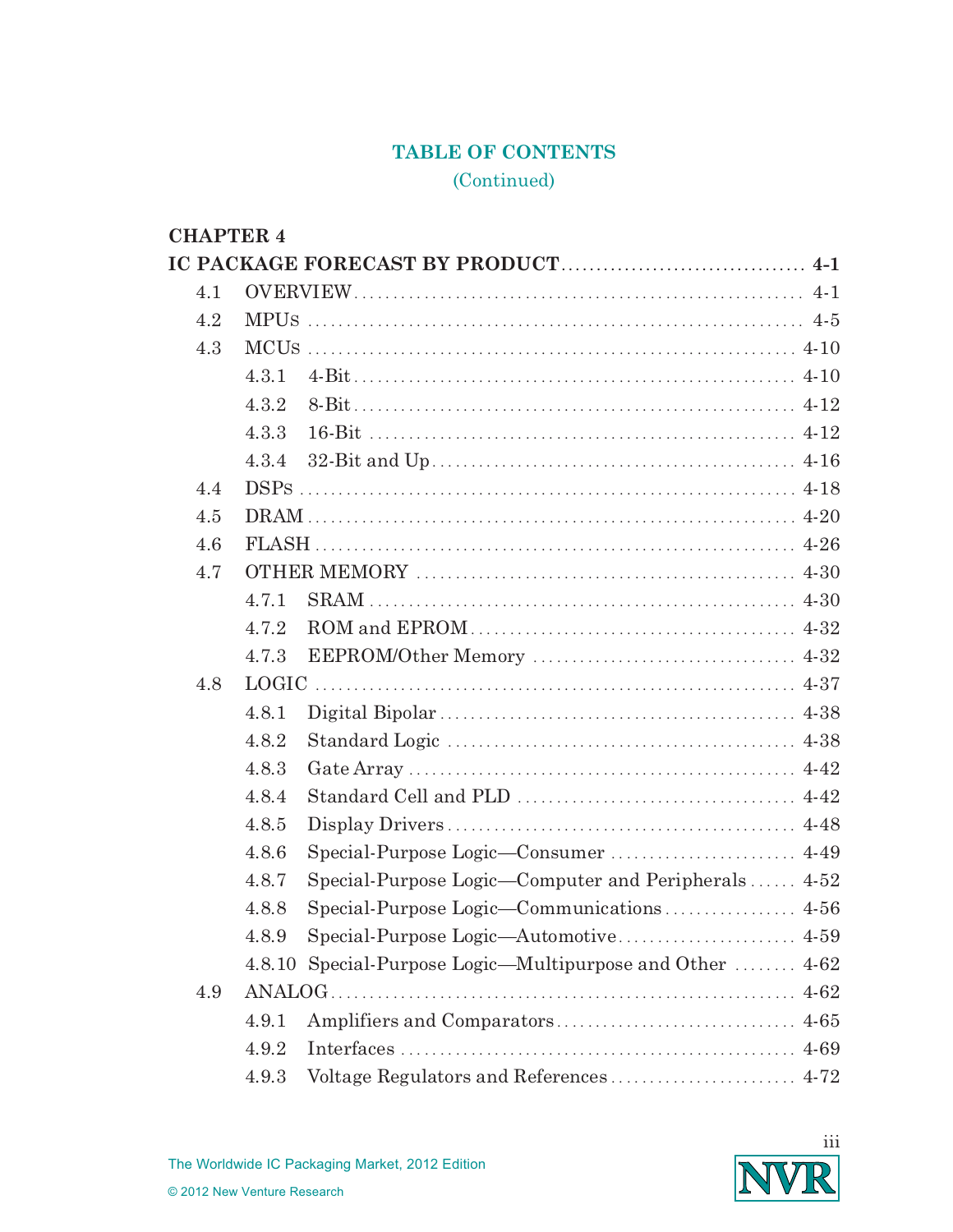## TABLE OF CONTENTS
(Continued)

**CHAPTER 4**

**IC PACKAGE FORECAST BY PRODUCT .................................. 4-1**

- 4.1 OVERVIEW ........................................................ 4-1
- 4.2 MPUs ............................................................ 4-5
- 4.3 MCUs ............................................................ 4-10
  - 4.3.1 4-Bit ....................................................... 4-10
  - 4.3.2 8-Bit ....................................................... 4-12
  - 4.3.3 16-Bit ...................................................... 4-12
  - 4.3.4 32-Bit and Up ............................................... 4-16
- 4.4 DSPs ............................................................ 4-18
- 4.5 DRAM ............................................................ 4-20
- 4.6 FLASH ........................................................... 4-26
- 4.7 OTHER MEMORY .................................................... 4-30
  - 4.7.1 SRAM ........................................................ 4-30
  - 4.7.2 ROM and EPROM ............................................... 4-32
  - 4.7.3 EEPROM/Other Memory ......................................... 4-32
- 4.8 LOGIC ........................................................... 4-37
  - 4.8.1 Digital Bipolar ............................................. 4-38
  - 4.8.2 Standard Logic .............................................. 4-38
  - 4.8.3 Gate Array .................................................. 4-42
  - 4.8.4 Standard Cell and PLD ....................................... 4-42
  - 4.8.5 Display Drivers ............................................. 4-48
  - 4.8.6 Special-Purpose Logic—Consumer .............................. 4-49
  - 4.8.7 Special-Purpose Logic—Computer and Peripherals .............. 4-52
  - 4.8.8 Special-Purpose Logic—Communications ........................ 4-56
  - 4.8.9 Special-Purpose Logic—Automotive ............................ 4-59
  - 4.8.10 Special-Purpose Logic—Multipurpose and Other ............... 4-62
- 4.9 ANALOG .......................................................... 4-62
  - 4.9.1 Amplifiers and Comparators .................................. 4-65
  - 4.9.2 Interfaces .................................................. 4-69
  - 4.9.3 Voltage Regulators and References ........................... 4-72

The Worldwide IC Packaging Market, 2012 Edition

© 2012 New Venture Research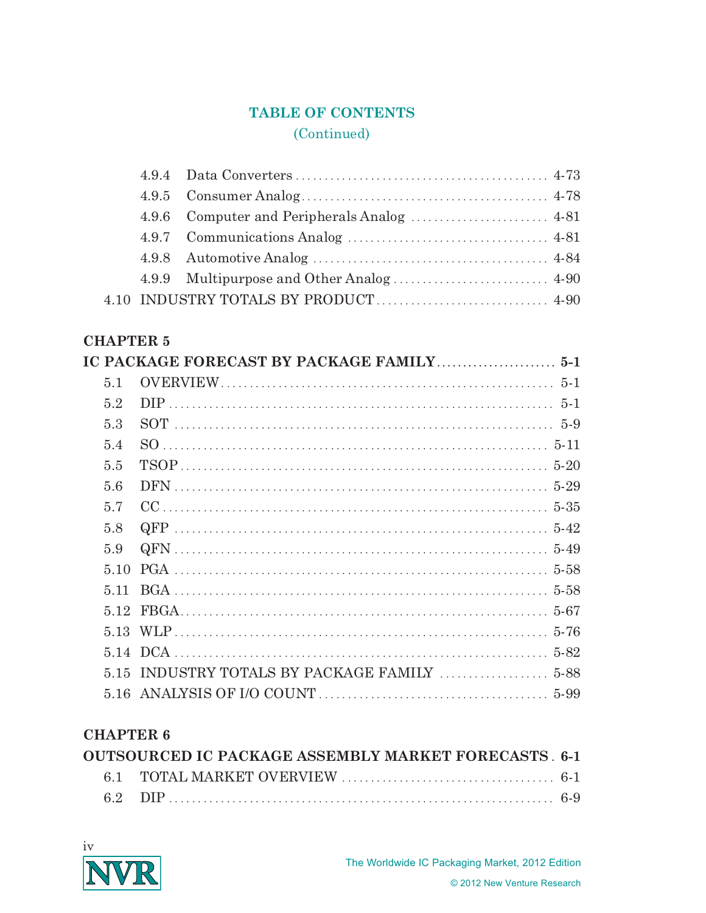## TABLE OF CONTENTS

(Continued)

- 4.9.4 Data Converters ... 4-73
- 4.9.5 Consumer Analog ... 4-78
- 4.9.6 Computer and Peripherals Analog ... 4-81
- 4.9.7 Communications Analog ... 4-81
- 4.9.8 Automotive Analog ... 4-84
- 4.9.9 Multipurpose and Other Analog ... 4-90
- 4.10 INDUSTRY TOTALS BY PRODUCT ... 4-90

**CHAPTER 5**

**IC PACKAGE FORECAST BY PACKAGE FAMILY ... 5-1**

- 5.1 OVERVIEW ... 5-1
- 5.2 DIP ... 5-1
- 5.3 SOT ... 5-9
- 5.4 SO ... 5-11
- 5.5 TSOP ... 5-20
- 5.6 DFN ... 5-29
- 5.7 CC ... 5-35
- 5.8 QFP ... 5-42
- 5.9 QFN ... 5-49
- 5.10 PGA ... 5-58
- 5.11 BGA ... 5-58
- 5.12 FBGA ... 5-67
- 5.13 WLP ... 5-76
- 5.14 DCA ... 5-82
- 5.15 INDUSTRY TOTALS BY PACKAGE FAMILY ... 5-88
- 5.16 ANALYSIS OF I/O COUNT ... 5-99

**CHAPTER 6**

**OUTSOURCED IC PACKAGE ASSEMBLY MARKET FORECASTS . 6-1**

- 6.1 TOTAL MARKET OVERVIEW ... 6-1
- 6.2 DIP ... 6-9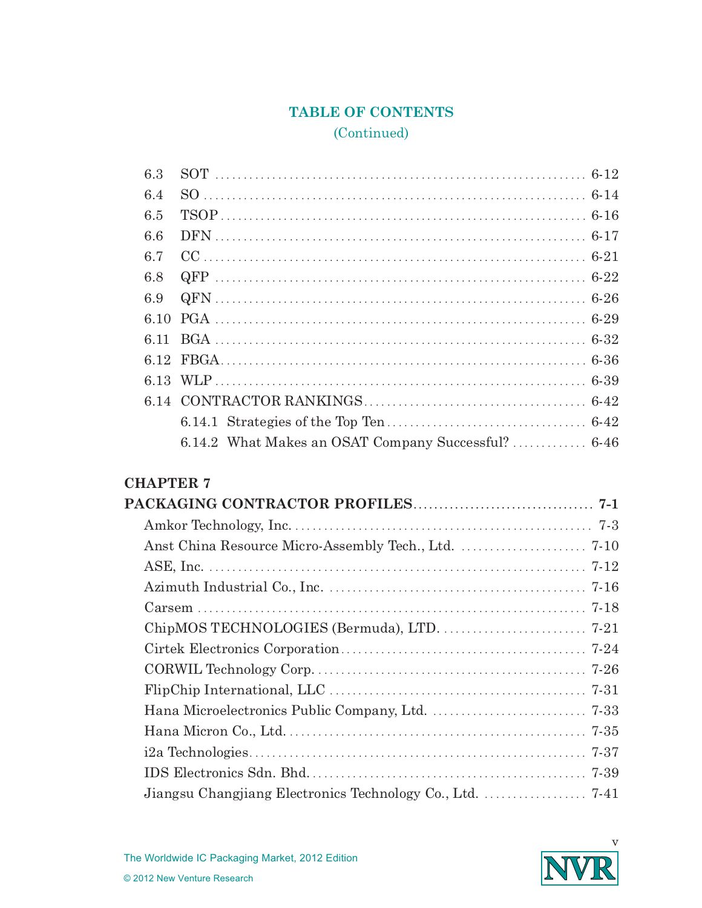## TABLE OF CONTENTS
(Continued)

| | | |
|---|---|---|
| 6.3 | SOT | 6-12 |
| 6.4 | SO | 6-14 |
| 6.5 | TSOP | 6-16 |
| 6.6 | DFN | 6-17 |
| 6.7 | CC | 6-21 |
| 6.8 | QFP | 6-22 |
| 6.9 | QFN | 6-26 |
| 6.10 | PGA | 6-29 |
| 6.11 | BGA | 6-32 |
| 6.12 | FBGA | 6-36 |
| 6.13 | WLP | 6-39 |
| 6.14 | CONTRACTOR RANKINGS | 6-42 |
| | 6.14.1 Strategies of the Top Ten | 6-42 |
| | 6.14.2 What Makes an OSAT Company Successful? | 6-46 |

**CHAPTER 7**

| | |
|---|---|
| **PACKAGING CONTRACTOR PROFILES** | **7-1** |
| Amkor Technology, Inc. | 7-3 |
| Anst China Resource Micro-Assembly Tech., Ltd. | 7-10 |
| ASE, Inc. | 7-12 |
| Azimuth Industrial Co., Inc. | 7-16 |
| Carsem | 7-18 |
| ChipMOS TECHNOLOGIES (Bermuda), LTD. | 7-21 |
| Cirtek Electronics Corporation | 7-24 |
| CORWIL Technology Corp. | 7-26 |
| FlipChip International, LLC | 7-31 |
| Hana Microelectronics Public Company, Ltd. | 7-33 |
| Hana Micron Co., Ltd. | 7-35 |
| i2a Technologies | 7-37 |
| IDS Electronics Sdn. Bhd. | 7-39 |
| Jiangsu Changjiang Electronics Technology Co., Ltd. | 7-41 |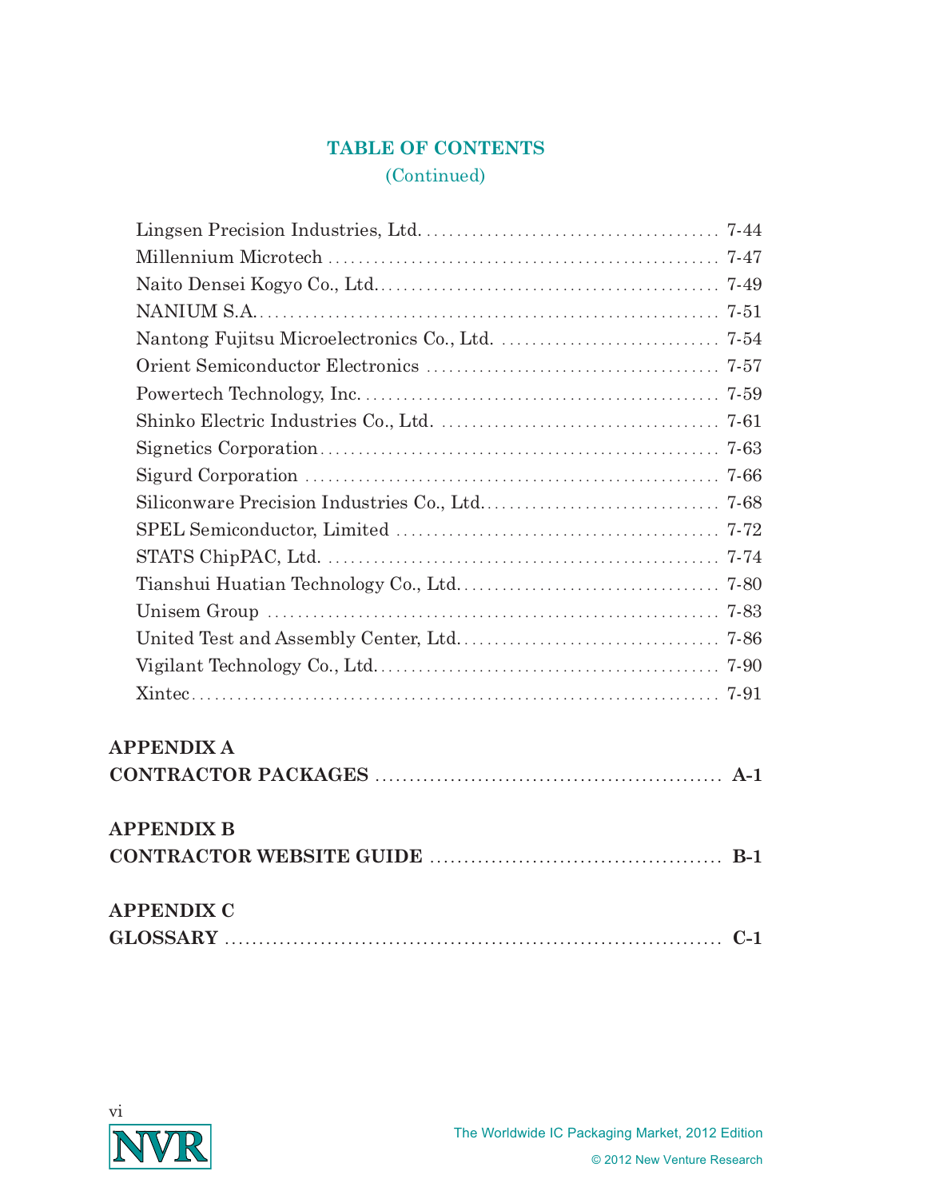# TABLE OF CONTENTS
(Continued)

Lingsen Precision Industries, Ltd. .......................................... 7-44
Millennium Microtech .......................................... 7-47
Naito Densei Kogyo Co., Ltd. .......................................... 7-49
NANIUM S.A. .......................................... 7-51
Nantong Fujitsu Microelectronics Co., Ltd. .......................................... 7-54
Orient Semiconductor Electronics .......................................... 7-57
Powertech Technology, Inc. .......................................... 7-59
Shinko Electric Industries Co., Ltd. .......................................... 7-61
Signetics Corporation .......................................... 7-63
Sigurd Corporation .......................................... 7-66
Siliconware Precision Industries Co., Ltd. .......................................... 7-68
SPEL Semiconductor, Limited .......................................... 7-72
STATS ChipPAC, Ltd. .......................................... 7-74
Tianshui Huatian Technology Co., Ltd. .......................................... 7-80
Unisem Group .......................................... 7-83
United Test and Assembly Center, Ltd. .......................................... 7-86
Vigilant Technology Co., Ltd. .......................................... 7-90
Xintec .......................................... 7-91

**APPENDIX A**
**CONTRACTOR PACKAGES .......................................... A-1**

**APPENDIX B**
**CONTRACTOR WEBSITE GUIDE .......................................... B-1**

**APPENDIX C**
**GLOSSARY .......................................... C-1**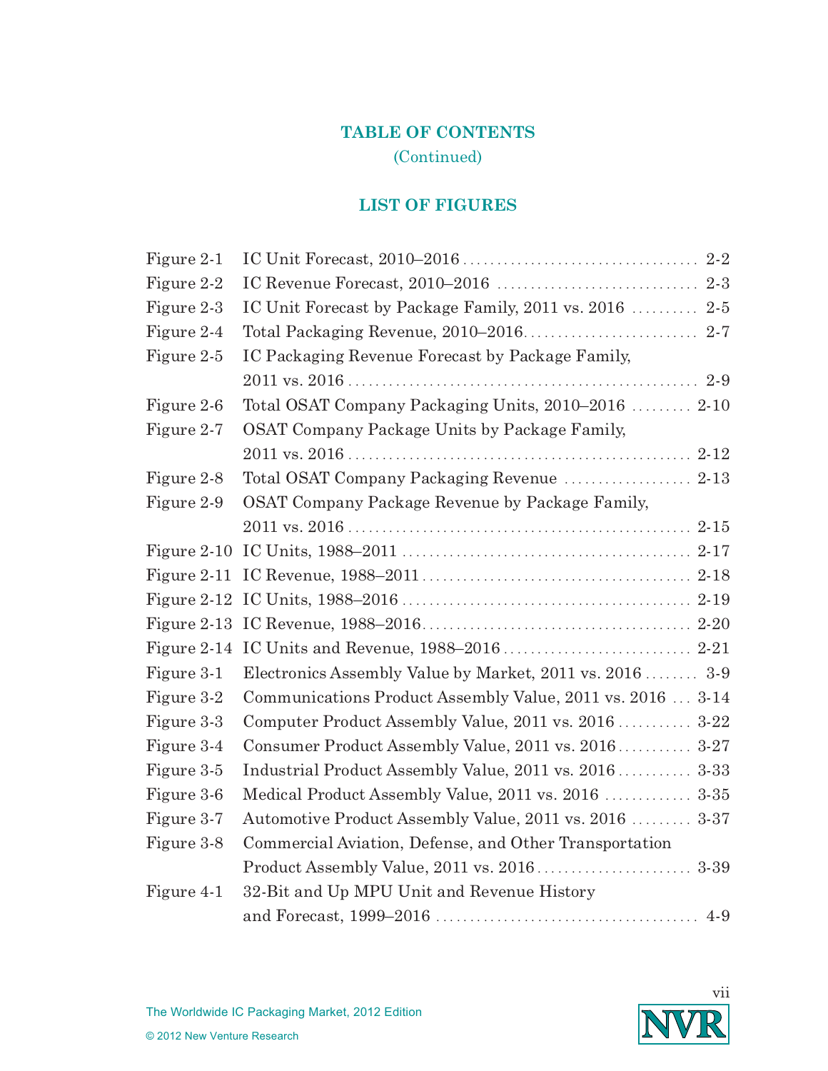## TABLE OF CONTENTS
(Continued)

## LIST OF FIGURES

| | | |
|---|---|---|
| Figure 2-1 | IC Unit Forecast, 2010–2016 | 2-2 |
| Figure 2-2 | IC Revenue Forecast, 2010–2016 | 2-3 |
| Figure 2-3 | IC Unit Forecast by Package Family, 2011 vs. 2016 | 2-5 |
| Figure 2-4 | Total Packaging Revenue, 2010–2016 | 2-7 |
| Figure 2-5 | IC Packaging Revenue Forecast by Package Family, 2011 vs. 2016 | 2-9 |
| Figure 2-6 | Total OSAT Company Packaging Units, 2010–2016 | 2-10 |
| Figure 2-7 | OSAT Company Package Units by Package Family, 2011 vs. 2016 | 2-12 |
| Figure 2-8 | Total OSAT Company Packaging Revenue | 2-13 |
| Figure 2-9 | OSAT Company Package Revenue by Package Family, 2011 vs. 2016 | 2-15 |
| Figure 2-10 | IC Units, 1988–2011 | 2-17 |
| Figure 2-11 | IC Revenue, 1988–2011 | 2-18 |
| Figure 2-12 | IC Units, 1988–2016 | 2-19 |
| Figure 2-13 | IC Revenue, 1988–2016 | 2-20 |
| Figure 2-14 | IC Units and Revenue, 1988–2016 | 2-21 |
| Figure 3-1 | Electronics Assembly Value by Market, 2011 vs. 2016 | 3-9 |
| Figure 3-2 | Communications Product Assembly Value, 2011 vs. 2016 | 3-14 |
| Figure 3-3 | Computer Product Assembly Value, 2011 vs. 2016 | 3-22 |
| Figure 3-4 | Consumer Product Assembly Value, 2011 vs. 2016 | 3-27 |
| Figure 3-5 | Industrial Product Assembly Value, 2011 vs. 2016 | 3-33 |
| Figure 3-6 | Medical Product Assembly Value, 2011 vs. 2016 | 3-35 |
| Figure 3-7 | Automotive Product Assembly Value, 2011 vs. 2016 | 3-37 |
| Figure 3-8 | Commercial Aviation, Defense, and Other Transportation Product Assembly Value, 2011 vs. 2016 | 3-39 |
| Figure 4-1 | 32-Bit and Up MPU Unit and Revenue History and Forecast, 1999–2016 | 4-9 |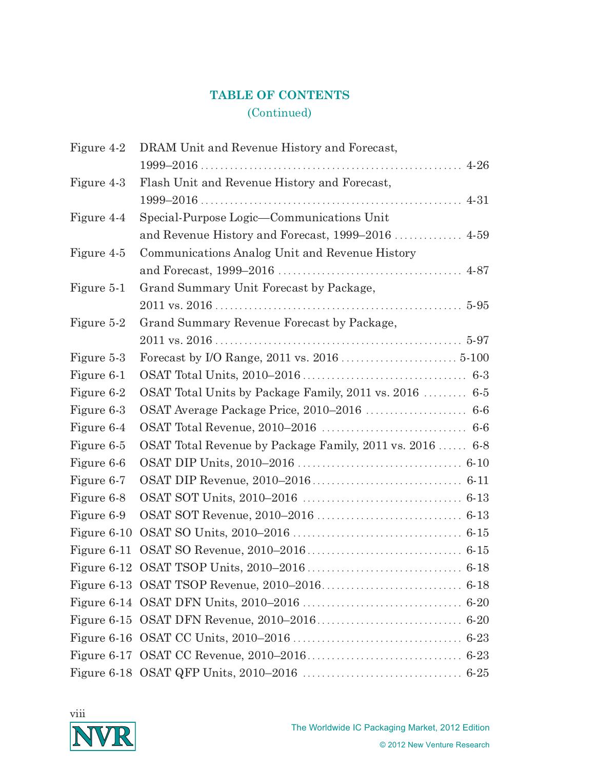## TABLE OF CONTENTS
(Continued)

| | | |
|---|---|---|
| Figure 4-2 | DRAM Unit and Revenue History and Forecast, 1999–2016 | 4-26 |
| Figure 4-3 | Flash Unit and Revenue History and Forecast, 1999–2016 | 4-31 |
| Figure 4-4 | Special-Purpose Logic—Communications Unit and Revenue History and Forecast, 1999–2016 | 4-59 |
| Figure 4-5 | Communications Analog Unit and Revenue History and Forecast, 1999–2016 | 4-87 |
| Figure 5-1 | Grand Summary Unit Forecast by Package, 2011 vs. 2016 | 5-95 |
| Figure 5-2 | Grand Summary Revenue Forecast by Package, 2011 vs. 2016 | 5-97 |
| Figure 5-3 | Forecast by I/O Range, 2011 vs. 2016 | 5-100 |
| Figure 6-1 | OSAT Total Units, 2010–2016 | 6-3 |
| Figure 6-2 | OSAT Total Units by Package Family, 2011 vs. 2016 | 6-5 |
| Figure 6-3 | OSAT Average Package Price, 2010–2016 | 6-6 |
| Figure 6-4 | OSAT Total Revenue, 2010–2016 | 6-6 |
| Figure 6-5 | OSAT Total Revenue by Package Family, 2011 vs. 2016 | 6-8 |
| Figure 6-6 | OSAT DIP Units, 2010–2016 | 6-10 |
| Figure 6-7 | OSAT DIP Revenue, 2010–2016 | 6-11 |
| Figure 6-8 | OSAT SOT Units, 2010–2016 | 6-13 |
| Figure 6-9 | OSAT SOT Revenue, 2010–2016 | 6-13 |
| Figure 6-10 | OSAT SO Units, 2010–2016 | 6-15 |
| Figure 6-11 | OSAT SO Revenue, 2010–2016 | 6-15 |
| Figure 6-12 | OSAT TSOP Units, 2010–2016 | 6-18 |
| Figure 6-13 | OSAT TSOP Revenue, 2010–2016 | 6-18 |
| Figure 6-14 | OSAT DFN Units, 2010–2016 | 6-20 |
| Figure 6-15 | OSAT DFN Revenue, 2010–2016 | 6-20 |
| Figure 6-16 | OSAT CC Units, 2010–2016 | 6-23 |
| Figure 6-17 | OSAT CC Revenue, 2010–2016 | 6-23 |
| Figure 6-18 | OSAT QFP Units, 2010–2016 | 6-25 |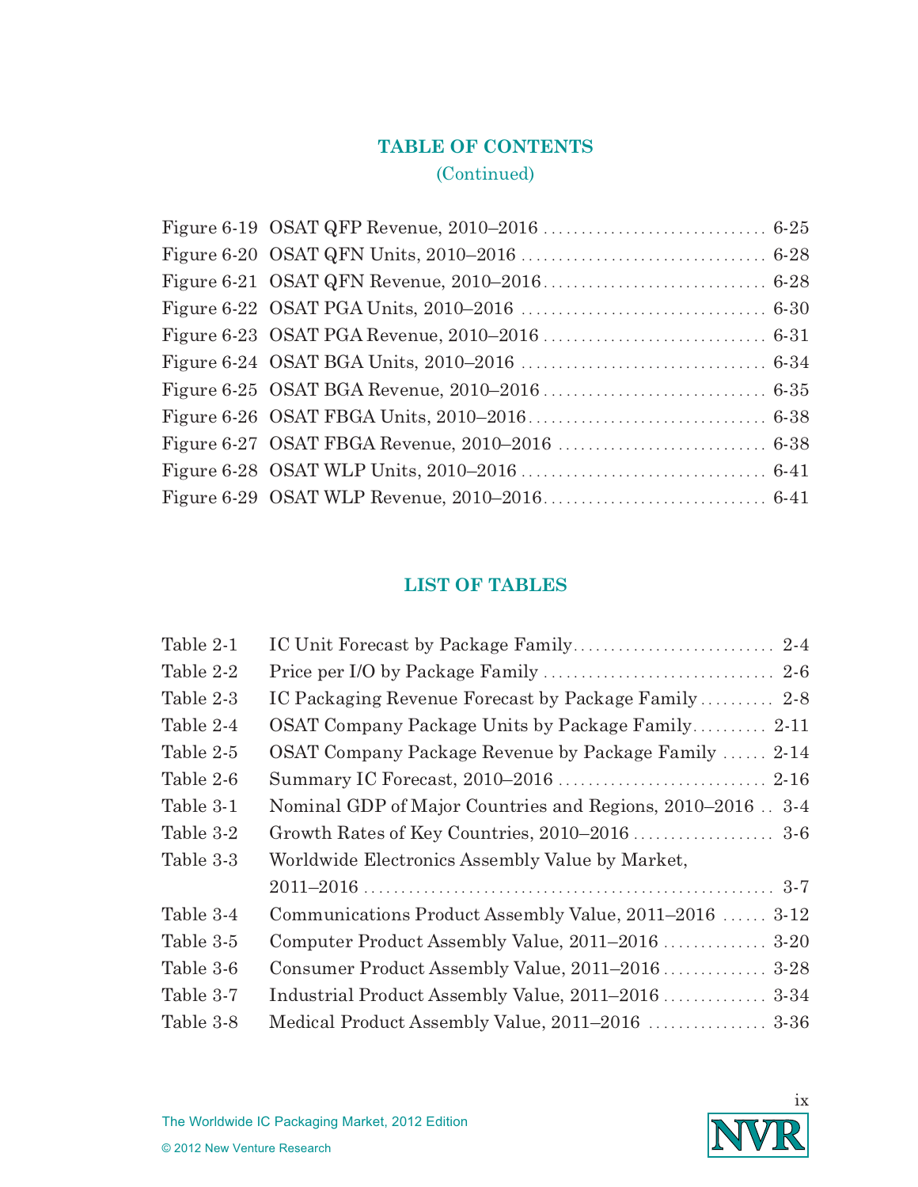# TABLE OF CONTENTS

(Continued)

| | | |
|---|---|---|
| Figure 6-19 | OSAT QFP Revenue, 2010–2016 | 6-25 |
| Figure 6-20 | OSAT QFN Units, 2010–2016 | 6-28 |
| Figure 6-21 | OSAT QFN Revenue, 2010–2016 | 6-28 |
| Figure 6-22 | OSAT PGA Units, 2010–2016 | 6-30 |
| Figure 6-23 | OSAT PGA Revenue, 2010–2016 | 6-31 |
| Figure 6-24 | OSAT BGA Units, 2010–2016 | 6-34 |
| Figure 6-25 | OSAT BGA Revenue, 2010–2016 | 6-35 |
| Figure 6-26 | OSAT FBGA Units, 2010–2016 | 6-38 |
| Figure 6-27 | OSAT FBGA Revenue, 2010–2016 | 6-38 |
| Figure 6-28 | OSAT WLP Units, 2010–2016 | 6-41 |
| Figure 6-29 | OSAT WLP Revenue, 2010–2016 | 6-41 |

# LIST OF TABLES

| | | |
|---|---|---|
| Table 2-1 | IC Unit Forecast by Package Family | 2-4 |
| Table 2-2 | Price per I/O by Package Family | 2-6 |
| Table 2-3 | IC Packaging Revenue Forecast by Package Family | 2-8 |
| Table 2-4 | OSAT Company Package Units by Package Family | 2-11 |
| Table 2-5 | OSAT Company Package Revenue by Package Family | 2-14 |
| Table 2-6 | Summary IC Forecast, 2010–2016 | 2-16 |
| Table 3-1 | Nominal GDP of Major Countries and Regions, 2010–2016 | 3-4 |
| Table 3-2 | Growth Rates of Key Countries, 2010–2016 | 3-6 |
| Table 3-3 | Worldwide Electronics Assembly Value by Market, 2011–2016 | 3-7 |
| Table 3-4 | Communications Product Assembly Value, 2011–2016 | 3-12 |
| Table 3-5 | Computer Product Assembly Value, 2011–2016 | 3-20 |
| Table 3-6 | Consumer Product Assembly Value, 2011–2016 | 3-28 |
| Table 3-7 | Industrial Product Assembly Value, 2011–2016 | 3-34 |
| Table 3-8 | Medical Product Assembly Value, 2011–2016 | 3-36 |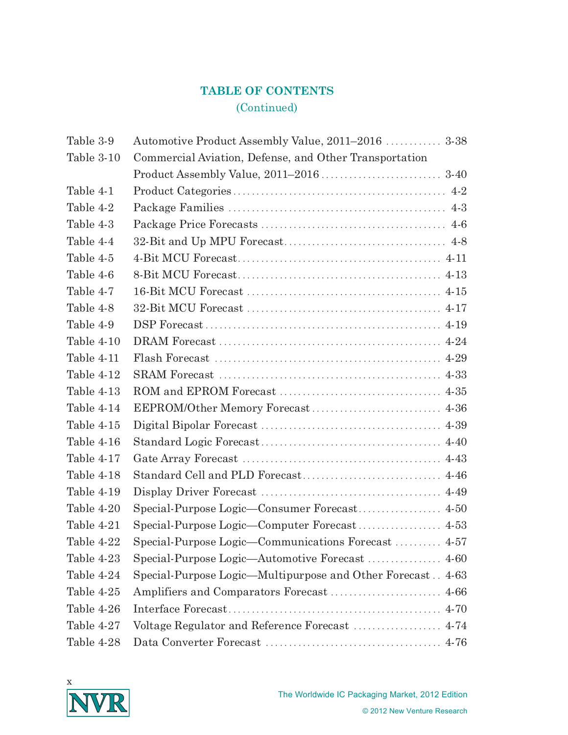## TABLE OF CONTENTS
(Continued)

| | | |
|---|---|---|
| Table 3-9 | Automotive Product Assembly Value, 2011–2016 | 3-38 |
| Table 3-10 | Commercial Aviation, Defense, and Other Transportation Product Assembly Value, 2011–2016 | 3-40 |
| Table 4-1 | Product Categories | 4-2 |
| Table 4-2 | Package Families | 4-3 |
| Table 4-3 | Package Price Forecasts | 4-6 |
| Table 4-4 | 32-Bit and Up MPU Forecast | 4-8 |
| Table 4-5 | 4-Bit MCU Forecast | 4-11 |
| Table 4-6 | 8-Bit MCU Forecast | 4-13 |
| Table 4-7 | 16-Bit MCU Forecast | 4-15 |
| Table 4-8 | 32-Bit MCU Forecast | 4-17 |
| Table 4-9 | DSP Forecast | 4-19 |
| Table 4-10 | DRAM Forecast | 4-24 |
| Table 4-11 | Flash Forecast | 4-29 |
| Table 4-12 | SRAM Forecast | 4-33 |
| Table 4-13 | ROM and EPROM Forecast | 4-35 |
| Table 4-14 | EEPROM/Other Memory Forecast | 4-36 |
| Table 4-15 | Digital Bipolar Forecast | 4-39 |
| Table 4-16 | Standard Logic Forecast | 4-40 |
| Table 4-17 | Gate Array Forecast | 4-43 |
| Table 4-18 | Standard Cell and PLD Forecast | 4-46 |
| Table 4-19 | Display Driver Forecast | 4-49 |
| Table 4-20 | Special-Purpose Logic—Consumer Forecast | 4-50 |
| Table 4-21 | Special-Purpose Logic—Computer Forecast | 4-53 |
| Table 4-22 | Special-Purpose Logic—Communications Forecast | 4-57 |
| Table 4-23 | Special-Purpose Logic—Automotive Forecast | 4-60 |
| Table 4-24 | Special-Purpose Logic—Multipurpose and Other Forecast | 4-63 |
| Table 4-25 | Amplifiers and Comparators Forecast | 4-66 |
| Table 4-26 | Interface Forecast | 4-70 |
| Table 4-27 | Voltage Regulator and Reference Forecast | 4-74 |
| Table 4-28 | Data Converter Forecast | 4-76 |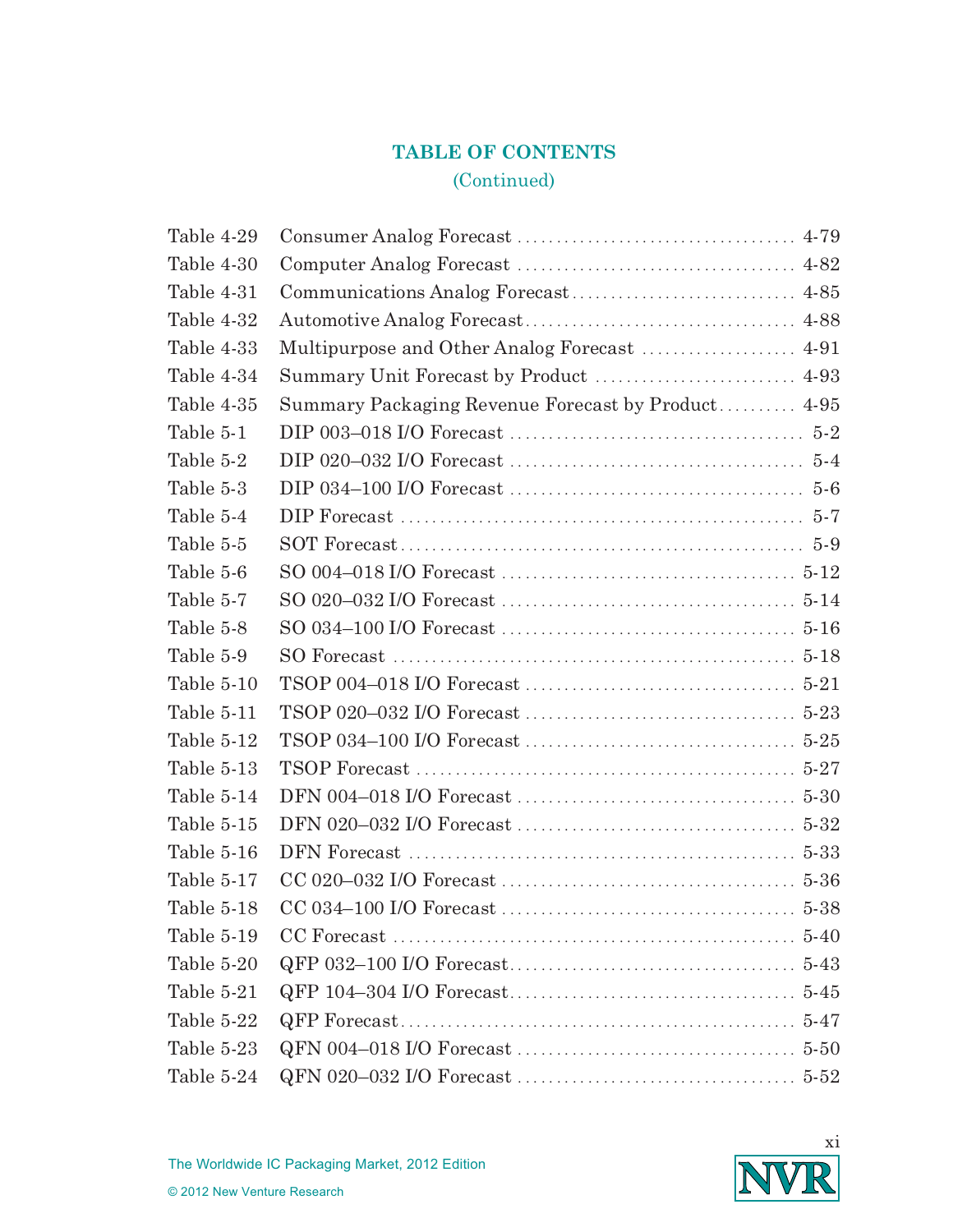## TABLE OF CONTENTS
(Continued)

| | | |
|---|---|---|
| Table 4-29 | Consumer Analog Forecast | 4-79 |
| Table 4-30 | Computer Analog Forecast | 4-82 |
| Table 4-31 | Communications Analog Forecast | 4-85 |
| Table 4-32 | Automotive Analog Forecast | 4-88 |
| Table 4-33 | Multipurpose and Other Analog Forecast | 4-91 |
| Table 4-34 | Summary Unit Forecast by Product | 4-93 |
| Table 4-35 | Summary Packaging Revenue Forecast by Product | 4-95 |
| Table 5-1 | DIP 003–018 I/O Forecast | 5-2 |
| Table 5-2 | DIP 020–032 I/O Forecast | 5-4 |
| Table 5-3 | DIP 034–100 I/O Forecast | 5-6 |
| Table 5-4 | DIP Forecast | 5-7 |
| Table 5-5 | SOT Forecast | 5-9 |
| Table 5-6 | SO 004–018 I/O Forecast | 5-12 |
| Table 5-7 | SO 020–032 I/O Forecast | 5-14 |
| Table 5-8 | SO 034–100 I/O Forecast | 5-16 |
| Table 5-9 | SO Forecast | 5-18 |
| Table 5-10 | TSOP 004–018 I/O Forecast | 5-21 |
| Table 5-11 | TSOP 020–032 I/O Forecast | 5-23 |
| Table 5-12 | TSOP 034–100 I/O Forecast | 5-25 |
| Table 5-13 | TSOP Forecast | 5-27 |
| Table 5-14 | DFN 004–018 I/O Forecast | 5-30 |
| Table 5-15 | DFN 020–032 I/O Forecast | 5-32 |
| Table 5-16 | DFN Forecast | 5-33 |
| Table 5-17 | CC 020–032 I/O Forecast | 5-36 |
| Table 5-18 | CC 034–100 I/O Forecast | 5-38 |
| Table 5-19 | CC Forecast | 5-40 |
| Table 5-20 | QFP 032–100 I/O Forecast | 5-43 |
| Table 5-21 | QFP 104–304 I/O Forecast | 5-45 |
| Table 5-22 | QFP Forecast | 5-47 |
| Table 5-23 | QFN 004–018 I/O Forecast | 5-50 |
| Table 5-24 | QFN 020–032 I/O Forecast | 5-52 |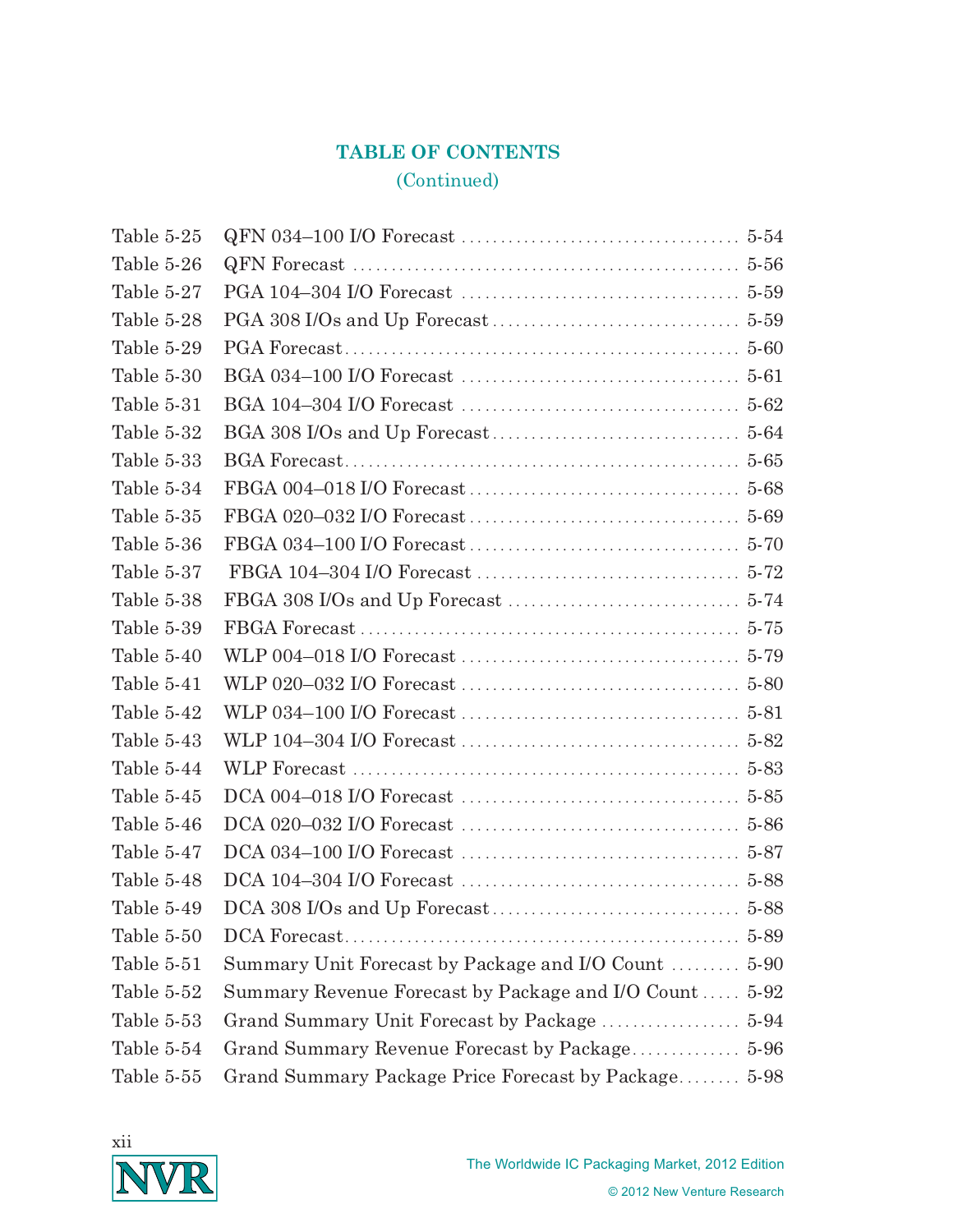## TABLE OF CONTENTS
(Continued)

| | | |
|---|---|---|
| Table 5-25 | QFN 034–100 I/O Forecast | 5-54 |
| Table 5-26 | QFN Forecast | 5-56 |
| Table 5-27 | PGA 104–304 I/O Forecast | 5-59 |
| Table 5-28 | PGA 308 I/Os and Up Forecast | 5-59 |
| Table 5-29 | PGA Forecast | 5-60 |
| Table 5-30 | BGA 034–100 I/O Forecast | 5-61 |
| Table 5-31 | BGA 104–304 I/O Forecast | 5-62 |
| Table 5-32 | BGA 308 I/Os and Up Forecast | 5-64 |
| Table 5-33 | BGA Forecast | 5-65 |
| Table 5-34 | FBGA 004–018 I/O Forecast | 5-68 |
| Table 5-35 | FBGA 020–032 I/O Forecast | 5-69 |
| Table 5-36 | FBGA 034–100 I/O Forecast | 5-70 |
| Table 5-37 | FBGA 104–304 I/O Forecast | 5-72 |
| Table 5-38 | FBGA 308 I/Os and Up Forecast | 5-74 |
| Table 5-39 | FBGA Forecast | 5-75 |
| Table 5-40 | WLP 004–018 I/O Forecast | 5-79 |
| Table 5-41 | WLP 020–032 I/O Forecast | 5-80 |
| Table 5-42 | WLP 034–100 I/O Forecast | 5-81 |
| Table 5-43 | WLP 104–304 I/O Forecast | 5-82 |
| Table 5-44 | WLP Forecast | 5-83 |
| Table 5-45 | DCA 004–018 I/O Forecast | 5-85 |
| Table 5-46 | DCA 020–032 I/O Forecast | 5-86 |
| Table 5-47 | DCA 034–100 I/O Forecast | 5-87 |
| Table 5-48 | DCA 104–304 I/O Forecast | 5-88 |
| Table 5-49 | DCA 308 I/Os and Up Forecast | 5-88 |
| Table 5-50 | DCA Forecast | 5-89 |
| Table 5-51 | Summary Unit Forecast by Package and I/O Count | 5-90 |
| Table 5-52 | Summary Revenue Forecast by Package and I/O Count | 5-92 |
| Table 5-53 | Grand Summary Unit Forecast by Package | 5-94 |
| Table 5-54 | Grand Summary Revenue Forecast by Package | 5-96 |
| Table 5-55 | Grand Summary Package Price Forecast by Package | 5-98 |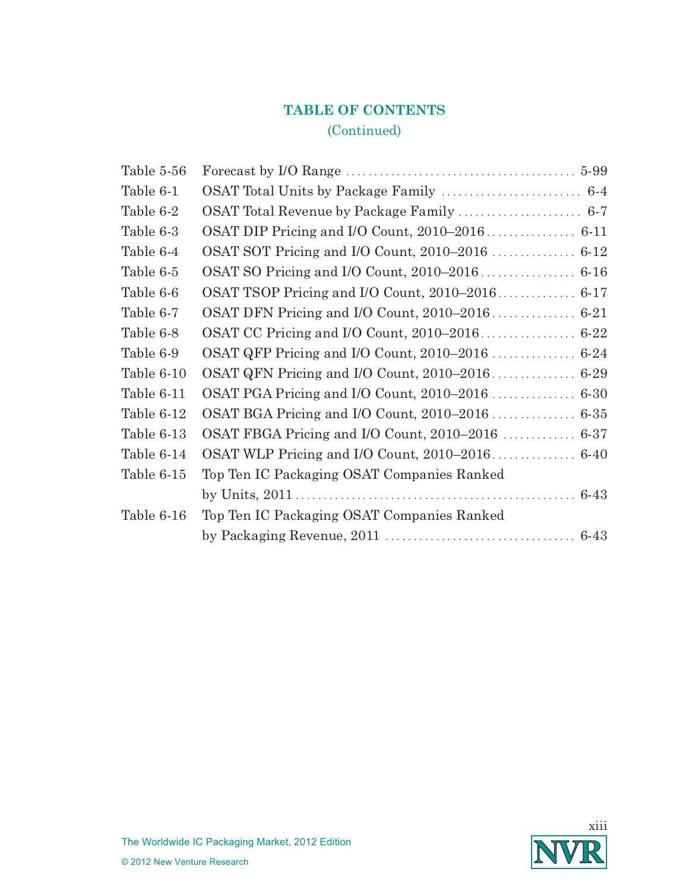## TABLE OF CONTENTS
(Continued)

| | | |
|---|---|---|
| Table 5-56 | Forecast by I/O Range | 5-99 |
| Table 6-1 | OSAT Total Units by Package Family | 6-4 |
| Table 6-2 | OSAT Total Revenue by Package Family | 6-7 |
| Table 6-3 | OSAT DIP Pricing and I/O Count, 2010–2016 | 6-11 |
| Table 6-4 | OSAT SOT Pricing and I/O Count, 2010–2016 | 6-12 |
| Table 6-5 | OSAT SO Pricing and I/O Count, 2010–2016 | 6-16 |
| Table 6-6 | OSAT TSOP Pricing and I/O Count, 2010–2016 | 6-17 |
| Table 6-7 | OSAT DFN Pricing and I/O Count, 2010–2016 | 6-21 |
| Table 6-8 | OSAT CC Pricing and I/O Count, 2010–2016 | 6-22 |
| Table 6-9 | OSAT QFP Pricing and I/O Count, 2010–2016 | 6-24 |
| Table 6-10 | OSAT QFN Pricing and I/O Count, 2010–2016 | 6-29 |
| Table 6-11 | OSAT PGA Pricing and I/O Count, 2010–2016 | 6-30 |
| Table 6-12 | OSAT BGA Pricing and I/O Count, 2010–2016 | 6-35 |
| Table 6-13 | OSAT FBGA Pricing and I/O Count, 2010–2016 | 6-37 |
| Table 6-14 | OSAT WLP Pricing and I/O Count, 2010–2016 | 6-40 |
| Table 6-15 | Top Ten IC Packaging OSAT Companies Ranked by Units, 2011 | 6-43 |
| Table 6-16 | Top Ten IC Packaging OSAT Companies Ranked by Packaging Revenue, 2011 | 6-43 |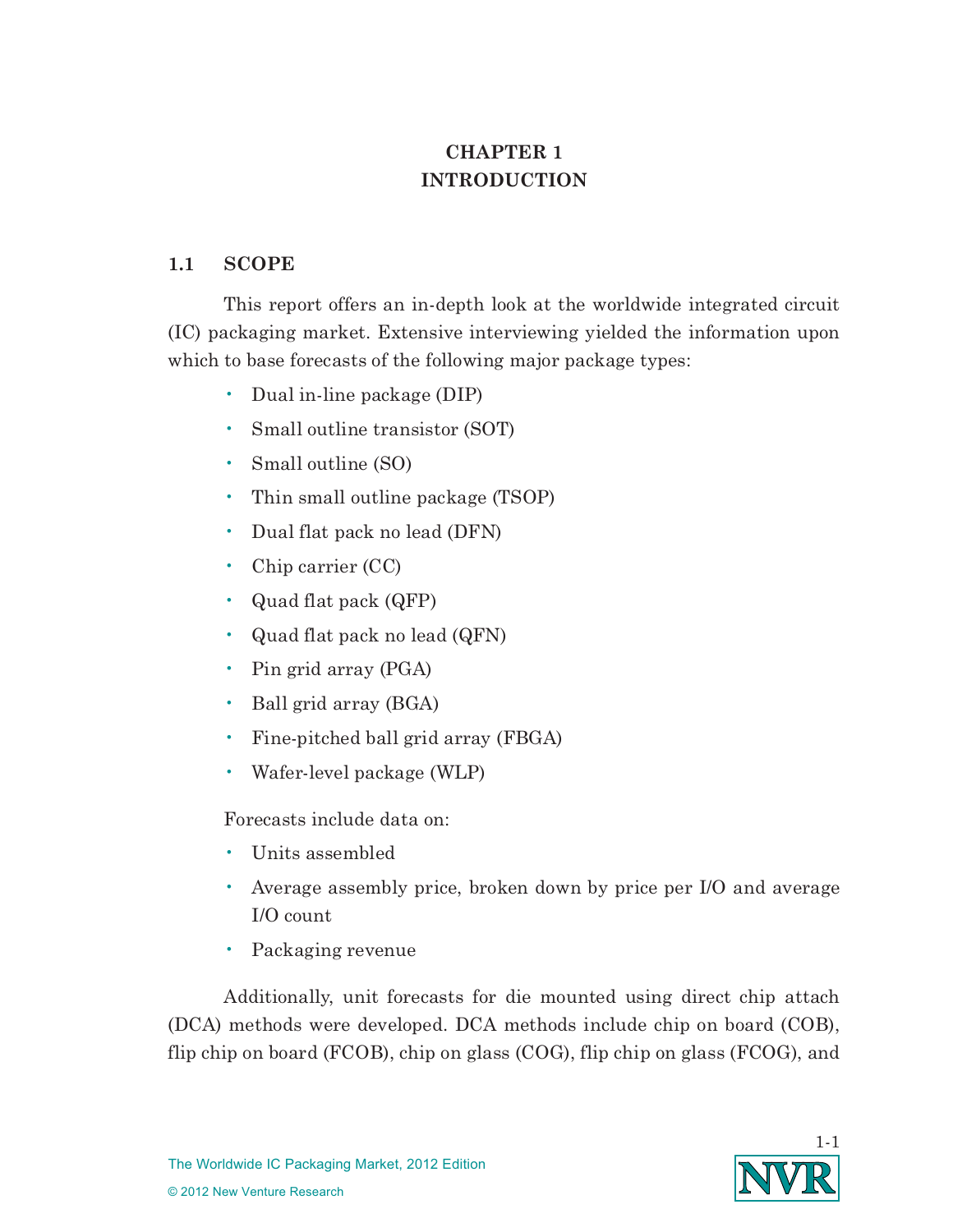# CHAPTER 1
# INTRODUCTION

## 1.1 SCOPE

This report offers an in-depth look at the worldwide integrated circuit (IC) packaging market. Extensive interviewing yielded the information upon which to base forecasts of the following major package types:

- Dual in-line package (DIP)
- Small outline transistor (SOT)
- Small outline (SO)
- Thin small outline package (TSOP)
- Dual flat pack no lead (DFN)
- Chip carrier (CC)
- Quad flat pack (QFP)
- Quad flat pack no lead (QFN)
- Pin grid array (PGA)
- Ball grid array (BGA)
- Fine-pitched ball grid array (FBGA)
- Wafer-level package (WLP)

Forecasts include data on:

- Units assembled
- Average assembly price, broken down by price per I/O and average I/O count
- Packaging revenue

Additionally, unit forecasts for die mounted using direct chip attach (DCA) methods were developed. DCA methods include chip on board (COB), flip chip on board (FCOB), chip on glass (COG), flip chip on glass (FCOG), and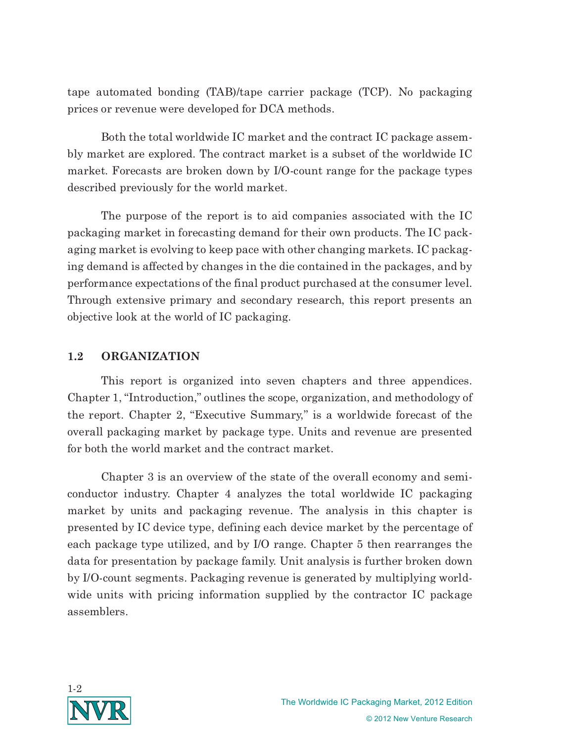tape automated bonding (TAB)/tape carrier package (TCP). No packaging prices or revenue were developed for DCA methods.

Both the total worldwide IC market and the contract IC package assembly market are explored. The contract market is a subset of the worldwide IC market. Forecasts are broken down by I/O-count range for the package types described previously for the world market.

The purpose of the report is to aid companies associated with the IC packaging market in forecasting demand for their own products. The IC packaging market is evolving to keep pace with other changing markets. IC packaging demand is affected by changes in the die contained in the packages, and by performance expectations of the final product purchased at the consumer level. Through extensive primary and secondary research, this report presents an objective look at the world of IC packaging.

## 1.2 ORGANIZATION

This report is organized into seven chapters and three appendices. Chapter 1, "Introduction," outlines the scope, organization, and methodology of the report. Chapter 2, "Executive Summary," is a worldwide forecast of the overall packaging market by package type. Units and revenue are presented for both the world market and the contract market.

Chapter 3 is an overview of the state of the overall economy and semiconductor industry. Chapter 4 analyzes the total worldwide IC packaging market by units and packaging revenue. The analysis in this chapter is presented by IC device type, defining each device market by the percentage of each package type utilized, and by I/O range. Chapter 5 then rearranges the data for presentation by package family. Unit analysis is further broken down by I/O-count segments. Packaging revenue is generated by multiplying worldwide units with pricing information supplied by the contractor IC package assemblers.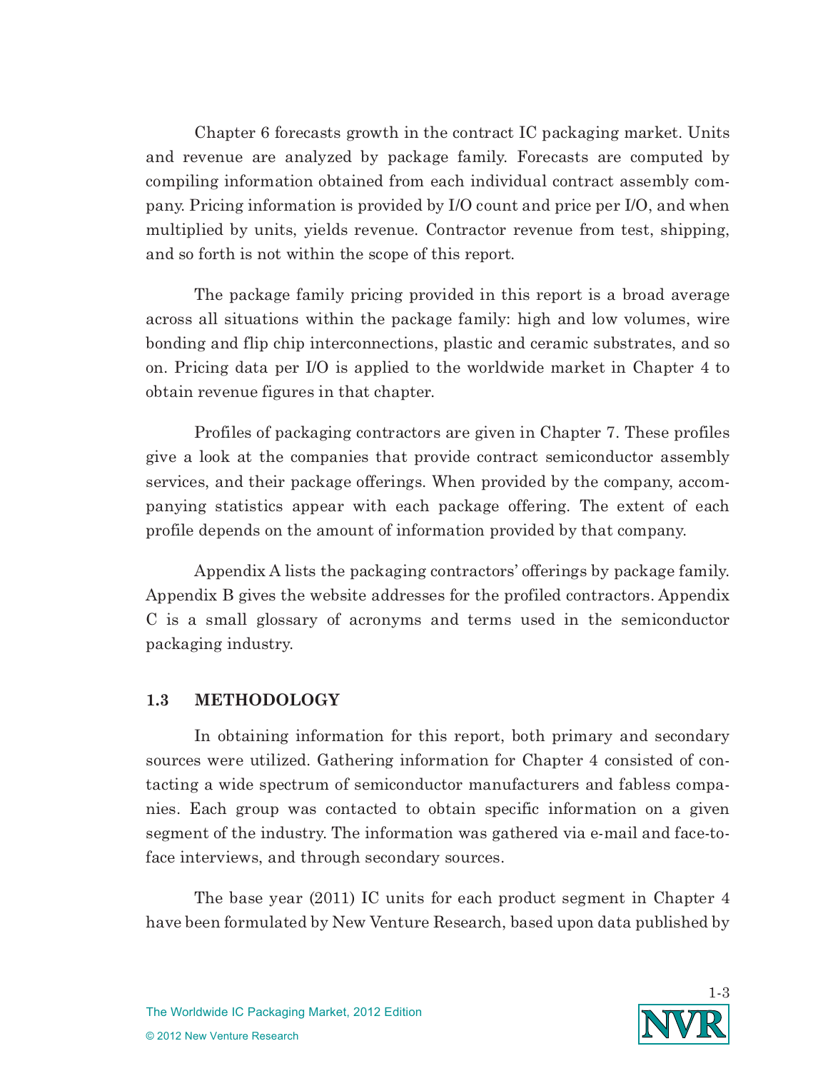Chapter 6 forecasts growth in the contract IC packaging market. Units and revenue are analyzed by package family. Forecasts are computed by compiling information obtained from each individual contract assembly company. Pricing information is provided by I/O count and price per I/O, and when multiplied by units, yields revenue. Contractor revenue from test, shipping, and so forth is not within the scope of this report.

The package family pricing provided in this report is a broad average across all situations within the package family: high and low volumes, wire bonding and flip chip interconnections, plastic and ceramic substrates, and so on. Pricing data per I/O is applied to the worldwide market in Chapter 4 to obtain revenue figures in that chapter.

Profiles of packaging contractors are given in Chapter 7. These profiles give a look at the companies that provide contract semiconductor assembly services, and their package offerings. When provided by the company, accompanying statistics appear with each package offering. The extent of each profile depends on the amount of information provided by that company.

Appendix A lists the packaging contractors' offerings by package family. Appendix B gives the website addresses for the profiled contractors. Appendix C is a small glossary of acronyms and terms used in the semiconductor packaging industry.

## 1.3 METHODOLOGY

In obtaining information for this report, both primary and secondary sources were utilized. Gathering information for Chapter 4 consisted of contacting a wide spectrum of semiconductor manufacturers and fabless companies. Each group was contacted to obtain specific information on a given segment of the industry. The information was gathered via e-mail and face-to-face interviews, and through secondary sources.

The base year (2011) IC units for each product segment in Chapter 4 have been formulated by New Venture Research, based upon data published by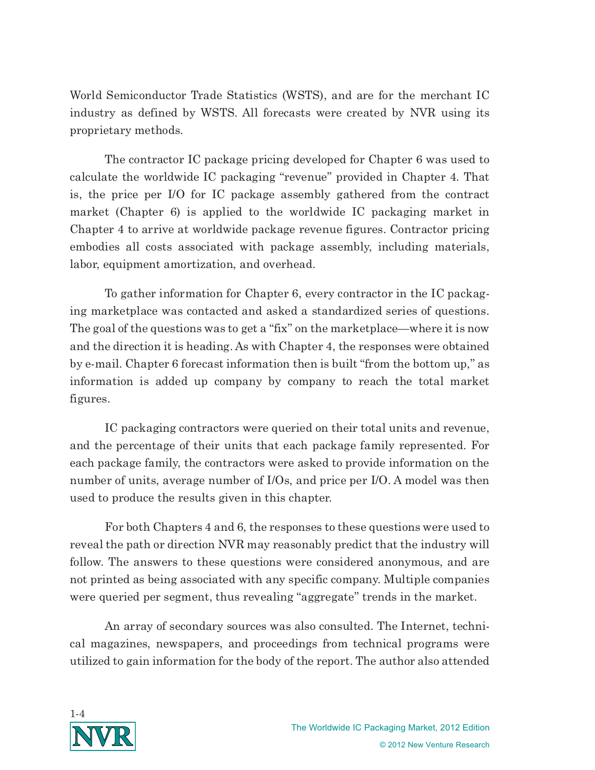World Semiconductor Trade Statistics (WSTS), and are for the merchant IC industry as defined by WSTS. All forecasts were created by NVR using its proprietary methods.

The contractor IC package pricing developed for Chapter 6 was used to calculate the worldwide IC packaging "revenue" provided in Chapter 4. That is, the price per I/O for IC package assembly gathered from the contract market (Chapter 6) is applied to the worldwide IC packaging market in Chapter 4 to arrive at worldwide package revenue figures. Contractor pricing embodies all costs associated with package assembly, including materials, labor, equipment amortization, and overhead.

To gather information for Chapter 6, every contractor in the IC packaging marketplace was contacted and asked a standardized series of questions. The goal of the questions was to get a "fix" on the marketplace—where it is now and the direction it is heading. As with Chapter 4, the responses were obtained by e-mail. Chapter 6 forecast information then is built "from the bottom up," as information is added up company by company to reach the total market figures.

IC packaging contractors were queried on their total units and revenue, and the percentage of their units that each package family represented. For each package family, the contractors were asked to provide information on the number of units, average number of I/Os, and price per I/O. A model was then used to produce the results given in this chapter.

For both Chapters 4 and 6, the responses to these questions were used to reveal the path or direction NVR may reasonably predict that the industry will follow. The answers to these questions were considered anonymous, and are not printed as being associated with any specific company. Multiple companies were queried per segment, thus revealing "aggregate" trends in the market.

An array of secondary sources was also consulted. The Internet, technical magazines, newspapers, and proceedings from technical programs were utilized to gain information for the body of the report. The author also attended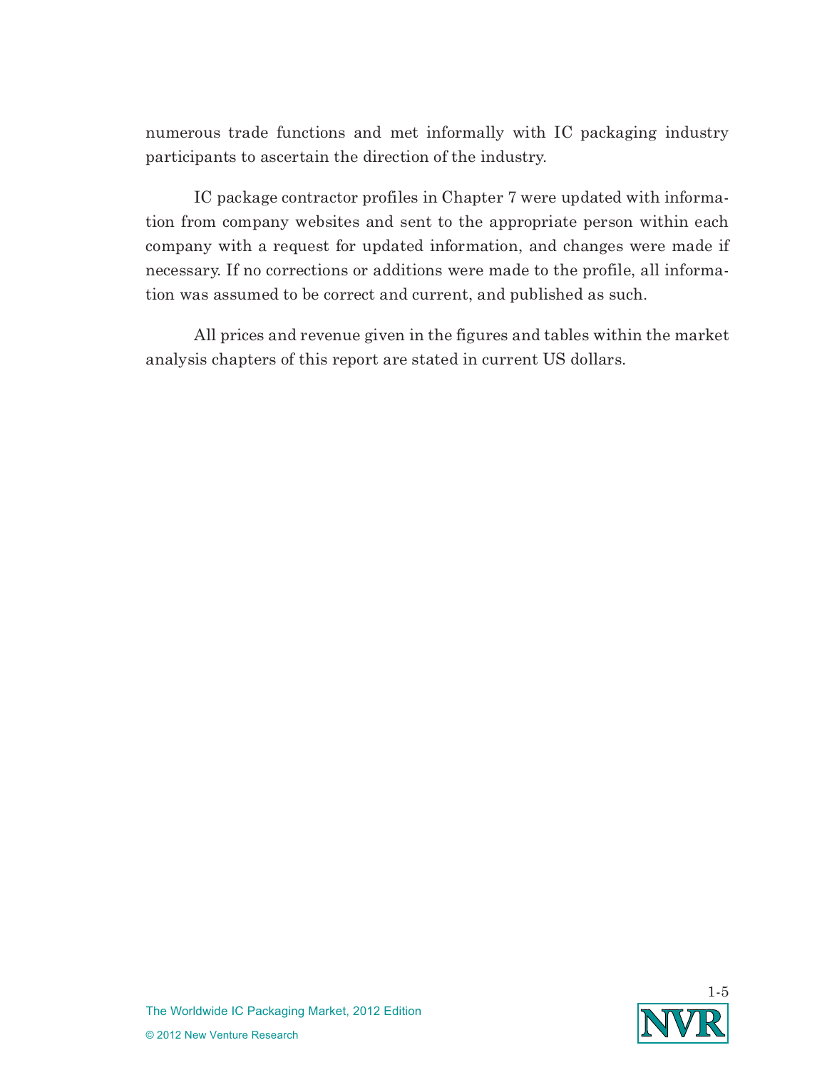numerous trade functions and met informally with IC packaging industry participants to ascertain the direction of the industry.

IC package contractor profiles in Chapter 7 were updated with information from company websites and sent to the appropriate person within each company with a request for updated information, and changes were made if necessary. If no corrections or additions were made to the profile, all information was assumed to be correct and current, and published as such.

All prices and revenue given in the figures and tables within the market analysis chapters of this report are stated in current US dollars.